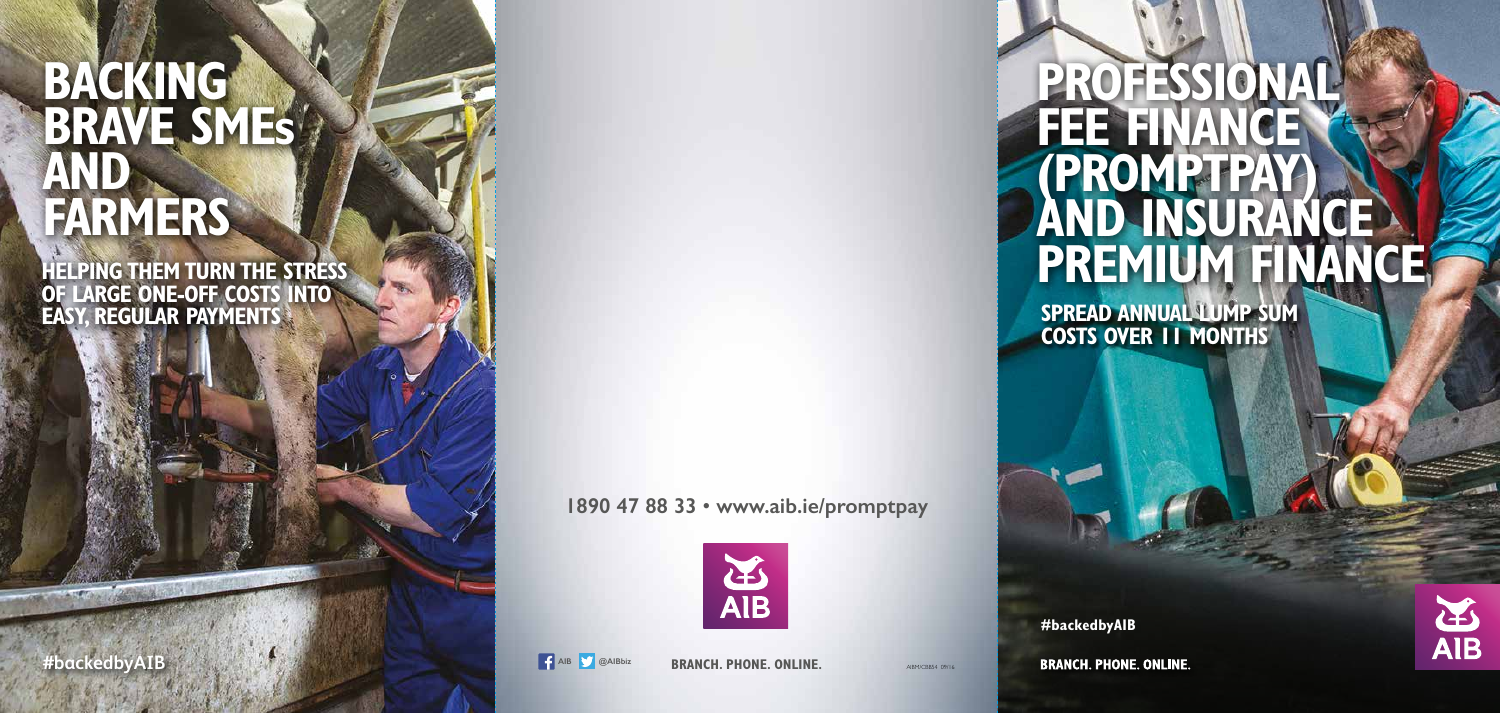# BACKING BRAVE SMEs AND FARMERS

HELPING THEM TURN THE STRESS OF LARGE ONE-OFF COSTS INTO EASY, REGULAR PAYMENTS

#backedbyAIB

1890 47 88 33 • www.aib.ie/promptpay

AIB

AIB @AIBbiz

BRANCH. PHONE. ONLINE.

AIBM/C8854 09/16

# PROFESSIONAL FEE FINANCE (PROMPTPAY) AND INSURANCE PREMIUM FINANCE

SPREAD ANNUAL LUMP SUM COSTS OVER 11 MONTHS

#backedbyAIB

BRANCH. PHONE. ONLINE.

AIB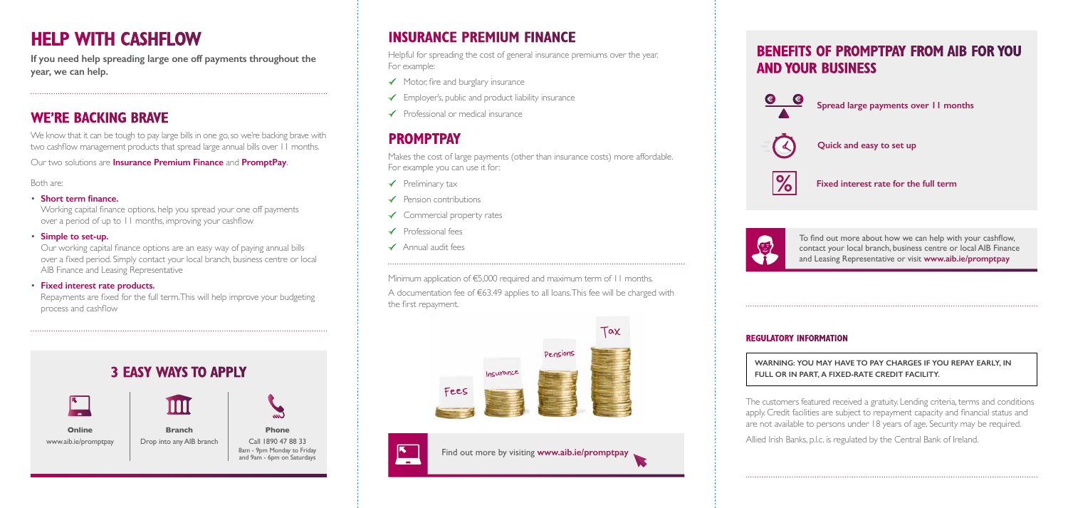# HELP WITH CASHFLOW

**If you need help spreading large one off payments throughout the year, we can help.**

## WE'RE BACKING BRAVE

We know that it can be tough to pay large bills in one go, so we're backing brave with two cashflow management products that spread large annual bills over 11 months.

Our two solutions are **Insurance Premium Finance** and **PromptPay**.

Both are:

- **Short term finance.**
  Working capital finance options, help you spread your one off payments over a period of up to 11 months, improving your cashflow
- **Simple to set-up.**
  Our working capital finance options are an easy way of paying annual bills over a fixed period. Simply contact your local branch, business centre or local AIB Finance and Leasing Representative
- **Fixed interest rate products.**
  Repayments are fixed for the full term. This will help improve your budgeting process and cashflow

## 3 EASY WAYS TO APPLY

**Online**
www.aib.ie/promptpay

**Branch**
Drop into any AIB branch

**Phone**
Call 1890 47 88 33
8am - 9pm Monday to Friday and 9am - 6pm on Saturdays

## INSURANCE PREMIUM FINANCE

Helpful for spreading the cost of general insurance premiums over the year. For example:

- ✓ Motor, fire and burglary insurance
- ✓ Employer's, public and product liability insurance
- ✓ Professional or medical insurance

## PROMPTPAY

Makes the cost of large payments (other than insurance costs) more affordable. For example you can use it for:

- ✓ Preliminary tax
- ✓ Pension contributions
- ✓ Commercial property rates
- ✓ Professional fees
- ✓ Annual audit fees

Minimum application of €5,000 required and maximum term of 11 months.

A documentation fee of €63.49 applies to all loans. This fee will be charged with the first repayment.

Fees
Insurance
Pensions
Tax

Find out more by visiting **www.aib.ie/promptpay**

## BENEFITS OF PROMPTPAY FROM AIB FOR YOU AND YOUR BUSINESS

**Spread large payments over 11 months**

**Quick and easy to set up**

**Fixed interest rate for the full term**

To find out more about how we can help with your cashflow, contact your local branch, business centre or local AIB Finance and Leasing Representative or visit **www.aib.ie/promptpay**

### REGULATORY INFORMATION

**WARNING: YOU MAY HAVE TO PAY CHARGES IF YOU REPAY EARLY, IN FULL OR IN PART, A FIXED-RATE CREDIT FACILITY.**

The customers featured received a gratuity. Lending criteria, terms and conditions apply. Credit facilities are subject to repayment capacity and financial status and are not available to persons under 18 years of age. Security may be required.

Allied Irish Banks, p.l.c. is regulated by the Central Bank of Ireland.